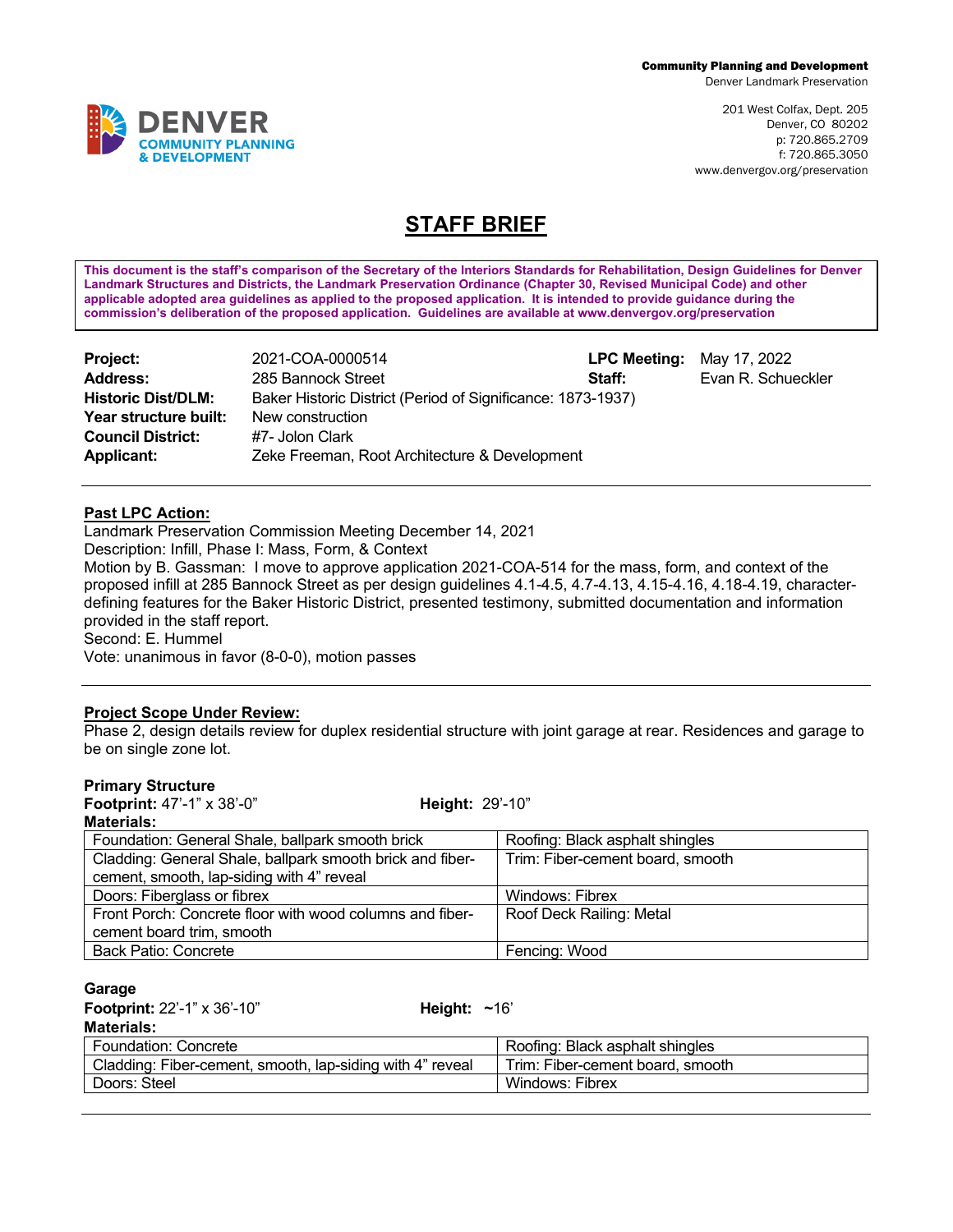**Community Planning and Development**
Denver Landmark Preservation

201 West Colfax, Dept. 205
Denver, CO 80202
p: 720.865.2709
f: 720.865.3050
www.denvergov.org/preservation

DENVER COMMUNITY PLANNING & DEVELOPMENT

# STAFF BRIEF

**This document is the staff's comparison of the Secretary of the Interiors Standards for Rehabilitation, Design Guidelines for Denver Landmark Structures and Districts, the Landmark Preservation Ordinance (Chapter 30, Revised Municipal Code) and other applicable adopted area guidelines as applied to the proposed application. It is intended to provide guidance during the commission's deliberation of the proposed application. Guidelines are available at www.denvergov.org/preservation**

| | | | |
|---|---|---|---|
| **Project:** | 2021-COA-0000514 | **LPC Meeting:** | May 17, 2022 |
| **Address:** | 285 Bannock Street | **Staff:** | Evan R. Schueckler |
| **Historic Dist/DLM:** | Baker Historic District (Period of Significance: 1873-1937) | | |
| **Year structure built:** | New construction | | |
| **Council District:** | #7- Jolon Clark | | |
| **Applicant:** | Zeke Freeman, Root Architecture & Development | | |

**Past LPC Action:**

Landmark Preservation Commission Meeting December 14, 2021
Description: Infill, Phase I: Mass, Form, & Context
Motion by B. Gassman: I move to approve application 2021-COA-514 for the mass, form, and context of the proposed infill at 285 Bannock Street as per design guidelines 4.1-4.5, 4.7-4.13, 4.15-4.16, 4.18-4.19, character-defining features for the Baker Historic District, presented testimony, submitted documentation and information provided in the staff report.
Second: E. Hummel
Vote: unanimous in favor (8-0-0), motion passes

**Project Scope Under Review:**

Phase 2, design details review for duplex residential structure with joint garage at rear. Residences and garage to be on single zone lot.

**Primary Structure**
**Footprint:** 47'-1" x 38'-0" **Height:** 29'-10"
**Materials:**

| | |
|---|---|
| Foundation: General Shale, ballpark smooth brick | Roofing: Black asphalt shingles |
| Cladding: General Shale, ballpark smooth brick and fiber-cement, smooth, lap-siding with 4" reveal | Trim: Fiber-cement board, smooth |
| Doors: Fiberglass or fibrex | Windows: Fibrex |
| Front Porch: Concrete floor with wood columns and fiber-cement board trim, smooth | Roof Deck Railing: Metal |
| Back Patio: Concrete | Fencing: Wood |

**Garage**
**Footprint:** 22'-1" x 36'-10" **Height:** ~16'
**Materials:**

| | |
|---|---|
| Foundation: Concrete | Roofing: Black asphalt shingles |
| Cladding: Fiber-cement, smooth, lap-siding with 4" reveal | Trim: Fiber-cement board, smooth |
| Doors: Steel | Windows: Fibrex |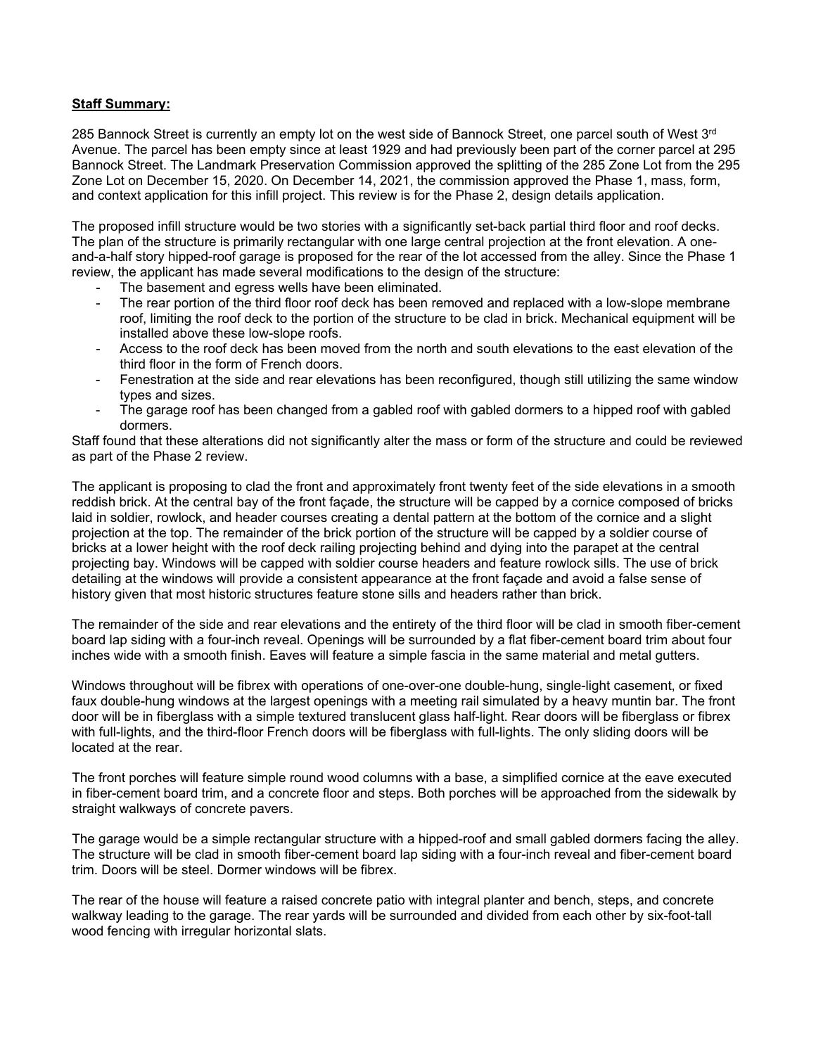**Staff Summary:**

285 Bannock Street is currently an empty lot on the west side of Bannock Street, one parcel south of West 3rd Avenue. The parcel has been empty since at least 1929 and had previously been part of the corner parcel at 295 Bannock Street. The Landmark Preservation Commission approved the splitting of the 285 Zone Lot from the 295 Zone Lot on December 15, 2020. On December 14, 2021, the commission approved the Phase 1, mass, form, and context application for this infill project. This review is for the Phase 2, design details application.

The proposed infill structure would be two stories with a significantly set-back partial third floor and roof decks. The plan of the structure is primarily rectangular with one large central projection at the front elevation. A one-and-a-half story hipped-roof garage is proposed for the rear of the lot accessed from the alley. Since the Phase 1 review, the applicant has made several modifications to the design of the structure:

- The basement and egress wells have been eliminated.
- The rear portion of the third floor roof deck has been removed and replaced with a low-slope membrane roof, limiting the roof deck to the portion of the structure to be clad in brick. Mechanical equipment will be installed above these low-slope roofs.
- Access to the roof deck has been moved from the north and south elevations to the east elevation of the third floor in the form of French doors.
- Fenestration at the side and rear elevations has been reconfigured, though still utilizing the same window types and sizes.
- The garage roof has been changed from a gabled roof with gabled dormers to a hipped roof with gabled dormers.

Staff found that these alterations did not significantly alter the mass or form of the structure and could be reviewed as part of the Phase 2 review.

The applicant is proposing to clad the front and approximately front twenty feet of the side elevations in a smooth reddish brick. At the central bay of the front façade, the structure will be capped by a cornice composed of bricks laid in soldier, rowlock, and header courses creating a dental pattern at the bottom of the cornice and a slight projection at the top. The remainder of the brick portion of the structure will be capped by a soldier course of bricks at a lower height with the roof deck railing projecting behind and dying into the parapet at the central projecting bay. Windows will be capped with soldier course headers and feature rowlock sills. The use of brick detailing at the windows will provide a consistent appearance at the front façade and avoid a false sense of history given that most historic structures feature stone sills and headers rather than brick.

The remainder of the side and rear elevations and the entirety of the third floor will be clad in smooth fiber-cement board lap siding with a four-inch reveal. Openings will be surrounded by a flat fiber-cement board trim about four inches wide with a smooth finish. Eaves will feature a simple fascia in the same material and metal gutters.

Windows throughout will be fibrex with operations of one-over-one double-hung, single-light casement, or fixed faux double-hung windows at the largest openings with a meeting rail simulated by a heavy muntin bar. The front door will be in fiberglass with a simple textured translucent glass half-light. Rear doors will be fiberglass or fibrex with full-lights, and the third-floor French doors will be fiberglass with full-lights. The only sliding doors will be located at the rear.

The front porches will feature simple round wood columns with a base, a simplified cornice at the eave executed in fiber-cement board trim, and a concrete floor and steps. Both porches will be approached from the sidewalk by straight walkways of concrete pavers.

The garage would be a simple rectangular structure with a hipped-roof and small gabled dormers facing the alley. The structure will be clad in smooth fiber-cement board lap siding with a four-inch reveal and fiber-cement board trim. Doors will be steel. Dormer windows will be fibrex.

The rear of the house will feature a raised concrete patio with integral planter and bench, steps, and concrete walkway leading to the garage. The rear yards will be surrounded and divided from each other by six-foot-tall wood fencing with irregular horizontal slats.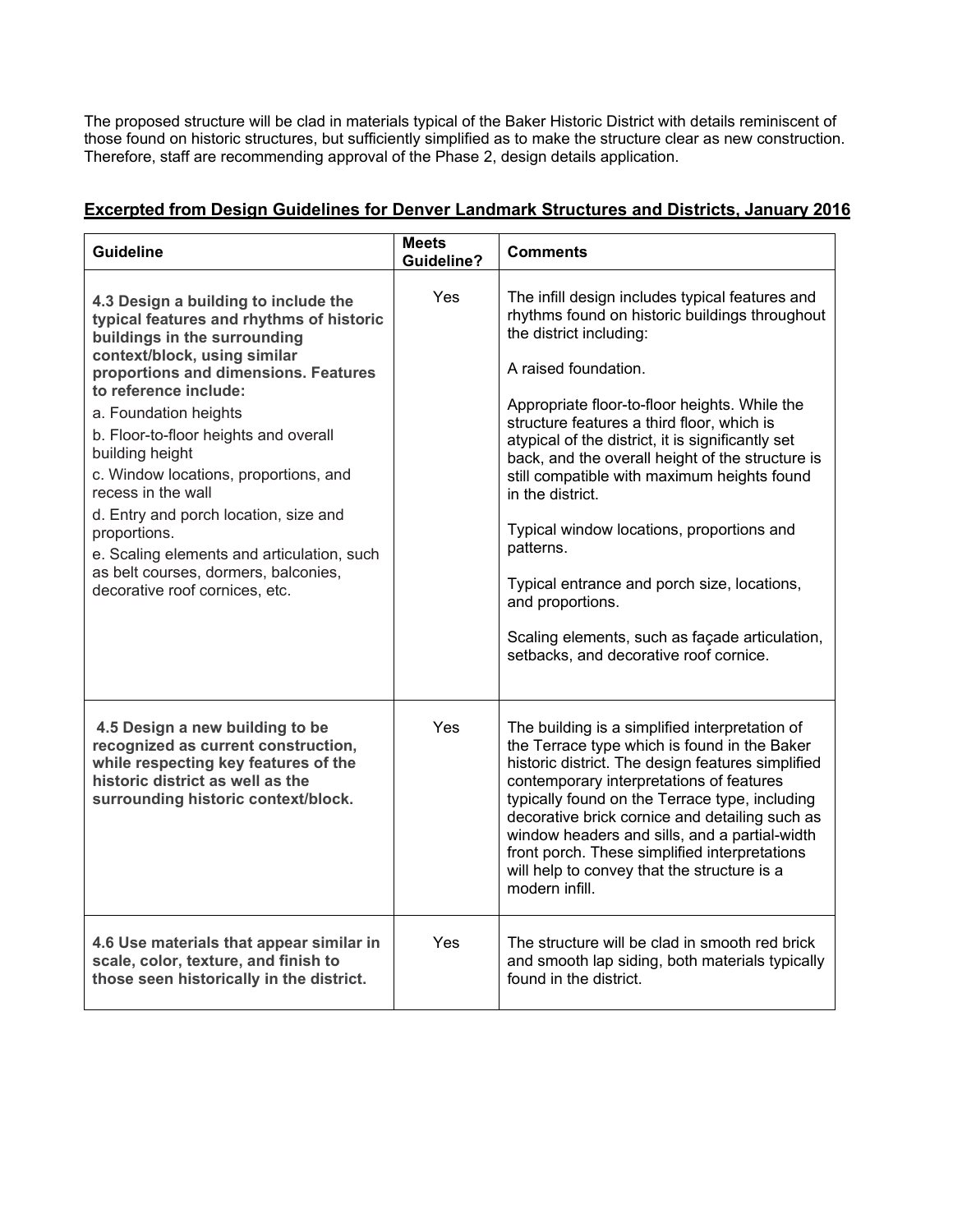The proposed structure will be clad in materials typical of the Baker Historic District with details reminiscent of those found on historic structures, but sufficiently simplified as to make the structure clear as new construction. Therefore, staff are recommending approval of the Phase 2, design details application.

## Excerpted from Design Guidelines for Denver Landmark Structures and Districts, January 2016

| Guideline | Meets Guideline? | Comments |
|---|---|---|
| **4.3 Design a building to include the typical features and rhythms of historic buildings in the surrounding context/block, using similar proportions and dimensions. Features to reference include:**<br>a. Foundation heights<br>b. Floor-to-floor heights and overall building height<br>c. Window locations, proportions, and recess in the wall<br>d. Entry and porch location, size and proportions.<br>e. Scaling elements and articulation, such as belt courses, dormers, balconies, decorative roof cornices, etc. | Yes | The infill design includes typical features and rhythms found on historic buildings throughout the district including:<br><br>A raised foundation.<br><br>Appropriate floor-to-floor heights. While the structure features a third floor, which is atypical of the district, it is significantly set back, and the overall height of the structure is still compatible with maximum heights found in the district.<br><br>Typical window locations, proportions and patterns.<br><br>Typical entrance and porch size, locations, and proportions.<br><br>Scaling elements, such as façade articulation, setbacks, and decorative roof cornice. |
| **4.5 Design a new building to be recognized as current construction, while respecting key features of the historic district as well as the surrounding historic context/block.** | Yes | The building is a simplified interpretation of the Terrace type which is found in the Baker historic district. The design features simplified contemporary interpretations of features typically found on the Terrace type, including decorative brick cornice and detailing such as window headers and sills, and a partial-width front porch. These simplified interpretations will help to convey that the structure is a modern infill. |
| **4.6 Use materials that appear similar in scale, color, texture, and finish to those seen historically in the district.** | Yes | The structure will be clad in smooth red brick and smooth lap siding, both materials typically found in the district. |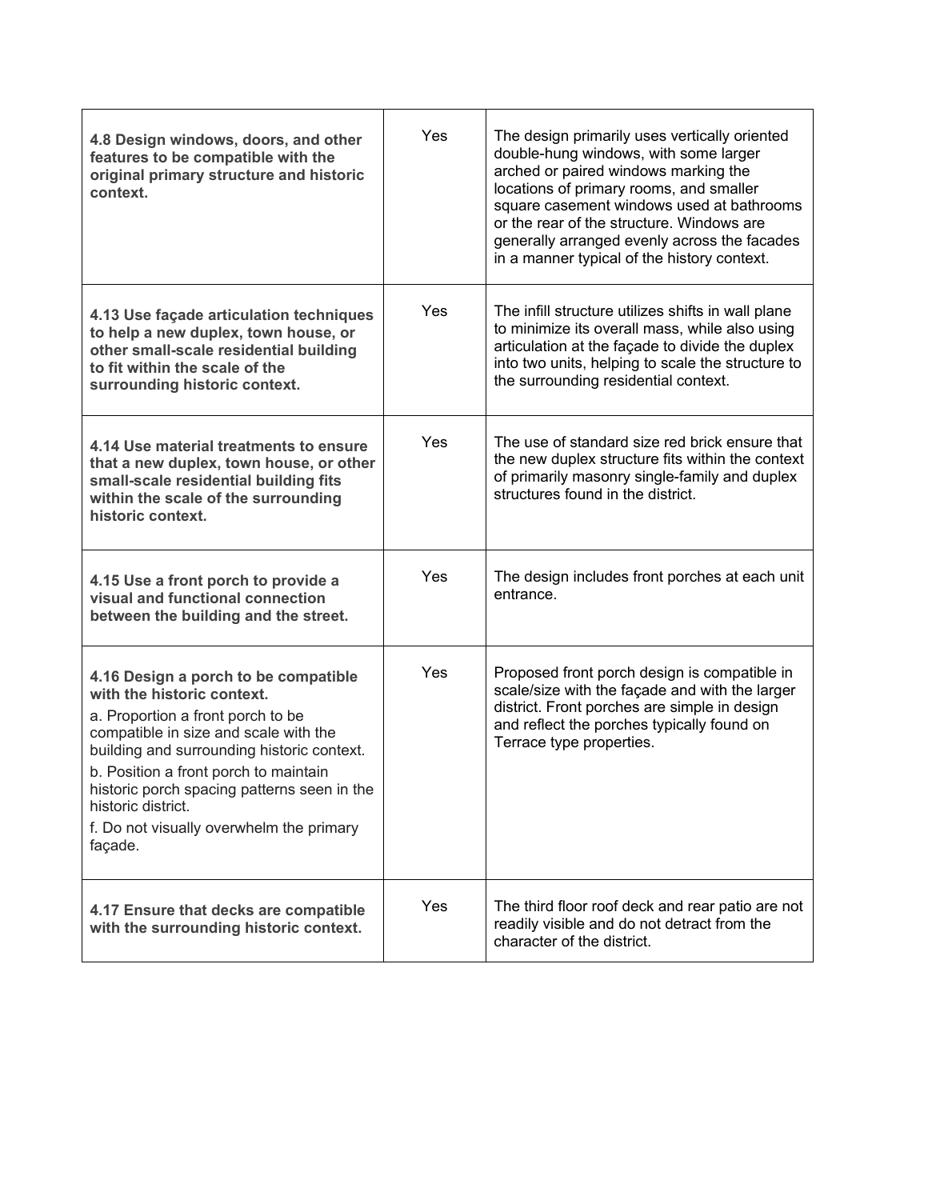| | | |
|---|---|---|
| **4.8 Design windows, doors, and other features to be compatible with the original primary structure and historic context.** | Yes | The design primarily uses vertically oriented double-hung windows, with some larger arched or paired windows marking the locations of primary rooms, and smaller square casement windows used at bathrooms or the rear of the structure. Windows are generally arranged evenly across the facades in a manner typical of the history context. |
| **4.13 Use façade articulation techniques to help a new duplex, town house, or other small-scale residential building to fit within the scale of the surrounding historic context.** | Yes | The infill structure utilizes shifts in wall plane to minimize its overall mass, while also using articulation at the façade to divide the duplex into two units, helping to scale the structure to the surrounding residential context. |
| **4.14 Use material treatments to ensure that a new duplex, town house, or other small-scale residential building fits within the scale of the surrounding historic context.** | Yes | The use of standard size red brick ensure that the new duplex structure fits within the context of primarily masonry single-family and duplex structures found in the district. |
| **4.15 Use a front porch to provide a visual and functional connection between the building and the street.** | Yes | The design includes front porches at each unit entrance. |
| **4.16 Design a porch to be compatible with the historic context.**<br>a. Proportion a front porch to be compatible in size and scale with the building and surrounding historic context.<br>b. Position a front porch to maintain historic porch spacing patterns seen in the historic district.<br>f. Do not visually overwhelm the primary façade. | Yes | Proposed front porch design is compatible in scale/size with the façade and with the larger district. Front porches are simple in design and reflect the porches typically found on Terrace type properties. |
| **4.17 Ensure that decks are compatible with the surrounding historic context.** | Yes | The third floor roof deck and rear patio are not readily visible and do not detract from the character of the district. |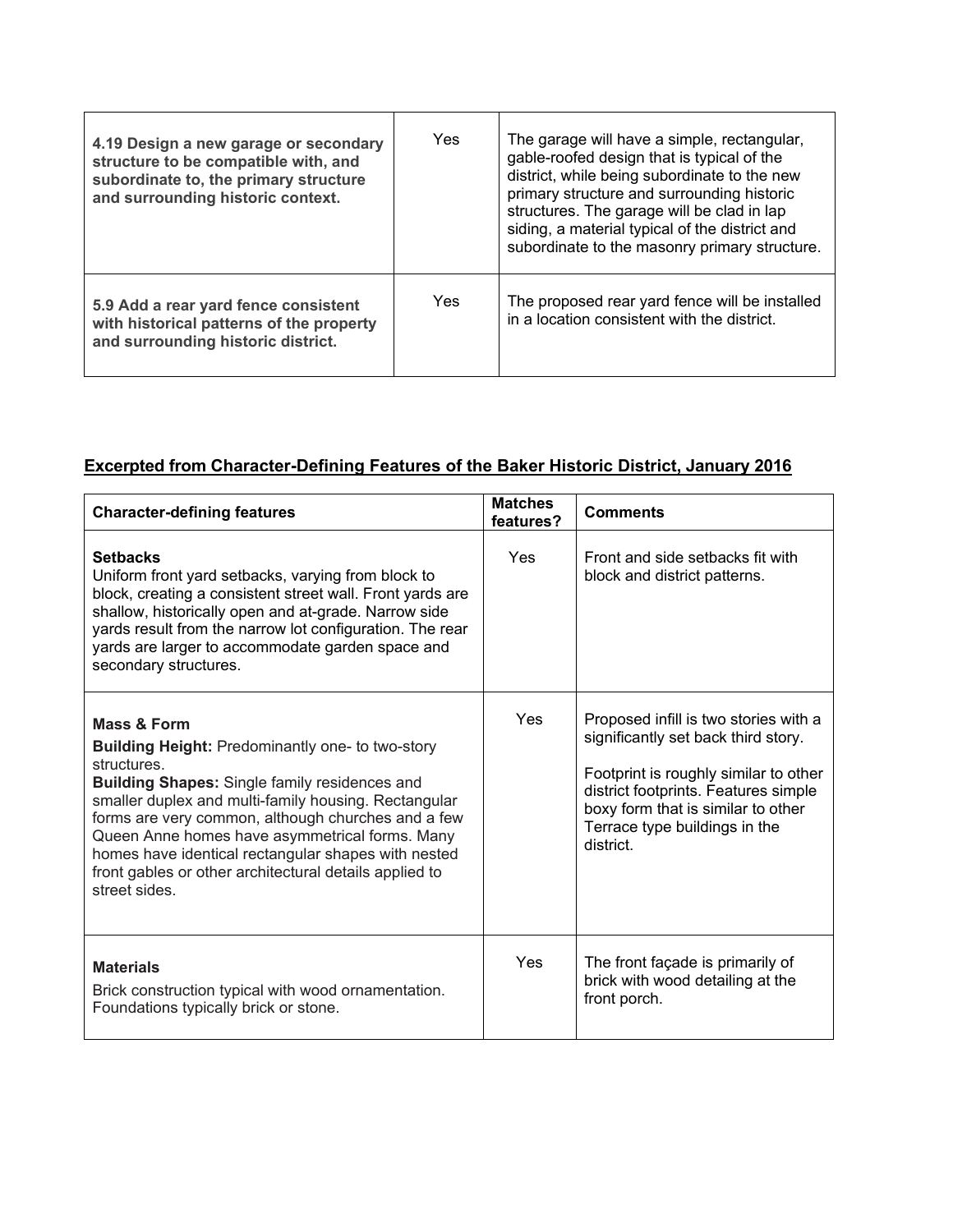| | | |
|---|---|---|
| **4.19 Design a new garage or secondary structure to be compatible with, and subordinate to, the primary structure and surrounding historic context.** | Yes | The garage will have a simple, rectangular, gable-roofed design that is typical of the district, while being subordinate to the new primary structure and surrounding historic structures. The garage will be clad in lap siding, a material typical of the district and subordinate to the masonry primary structure. |
| **5.9 Add a rear yard fence consistent with historical patterns of the property and surrounding historic district.** | Yes | The proposed rear yard fence will be installed in a location consistent with the district. |

## Excerpted from Character-Defining Features of the Baker Historic District, January 2016

| Character-defining features | Matches features? | Comments |
|---|---|---|
| **Setbacks**<br>Uniform front yard setbacks, varying from block to block, creating a consistent street wall. Front yards are shallow, historically open and at-grade. Narrow side yards result from the narrow lot configuration. The rear yards are larger to accommodate garden space and secondary structures. | Yes | Front and side setbacks fit with block and district patterns. |
| **Mass & Form**<br>**Building Height:** Predominantly one- to two-story structures.<br>**Building Shapes:** Single family residences and smaller duplex and multi-family housing. Rectangular forms are very common, although churches and a few Queen Anne homes have asymmetrical forms. Many homes have identical rectangular shapes with nested front gables or other architectural details applied to street sides. | Yes | Proposed infill is two stories with a significantly set back third story.<br><br>Footprint is roughly similar to other district footprints. Features simple boxy form that is similar to other Terrace type buildings in the district. |
| **Materials**<br>Brick construction typical with wood ornamentation. Foundations typically brick or stone. | Yes | The front façade is primarily of brick with wood detailing at the front porch. |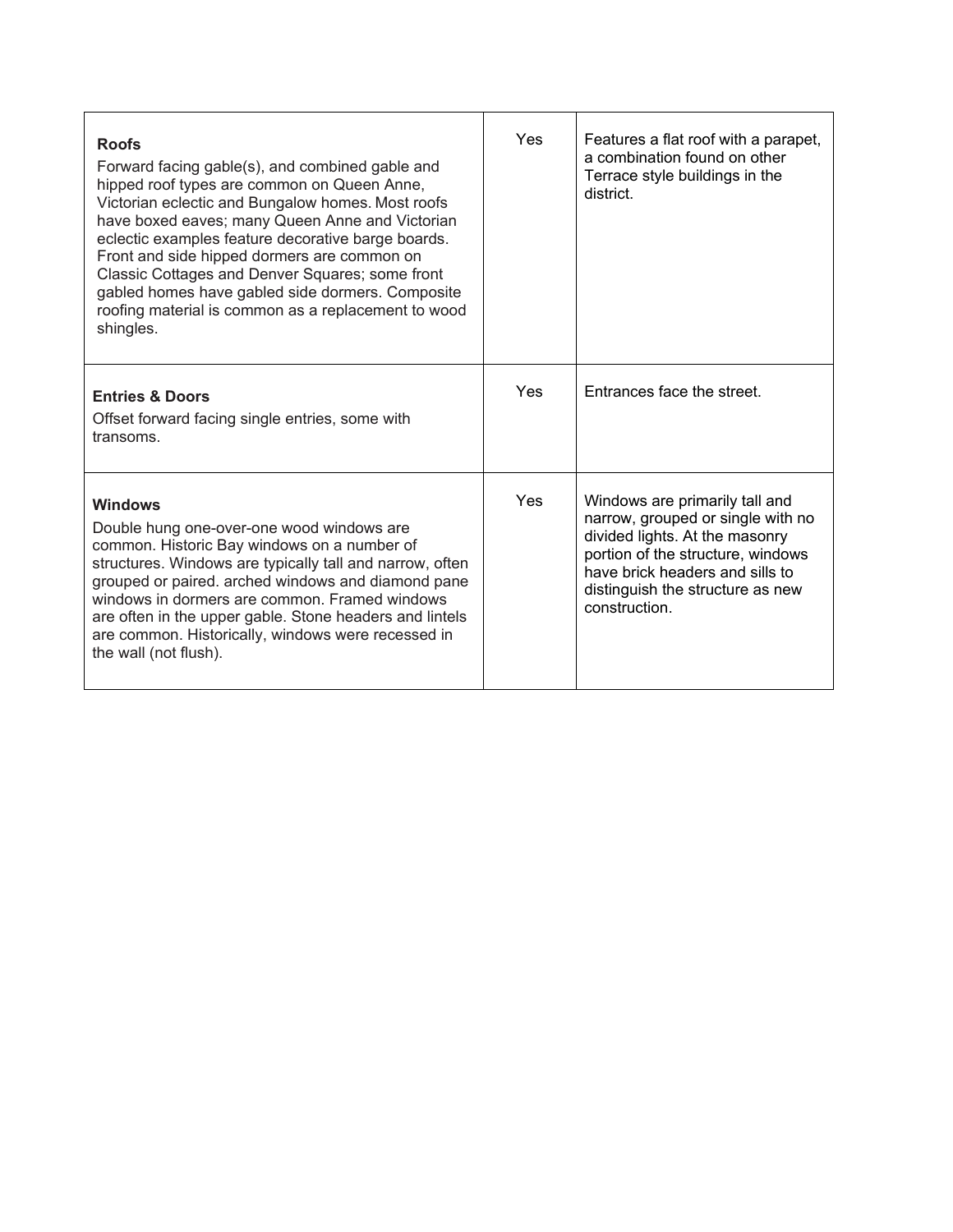| | | |
|---|---|---|
| **Roofs**<br>Forward facing gable(s), and combined gable and hipped roof types are common on Queen Anne, Victorian eclectic and Bungalow homes. Most roofs have boxed eaves; many Queen Anne and Victorian eclectic examples feature decorative barge boards. Front and side hipped dormers are common on Classic Cottages and Denver Squares; some front gabled homes have gabled side dormers. Composite roofing material is common as a replacement to wood shingles. | Yes | Features a flat roof with a parapet, a combination found on other Terrace style buildings in the district. |
| **Entries & Doors**<br>Offset forward facing single entries, some with transoms. | Yes | Entrances face the street. |
| **Windows**<br>Double hung one-over-one wood windows are common. Historic Bay windows on a number of structures. Windows are typically tall and narrow, often grouped or paired. arched windows and diamond pane windows in dormers are common. Framed windows are often in the upper gable. Stone headers and lintels are common. Historically, windows were recessed in the wall (not flush). | Yes | Windows are primarily tall and narrow, grouped or single with no divided lights. At the masonry portion of the structure, windows have brick headers and sills to distinguish the structure as new construction. |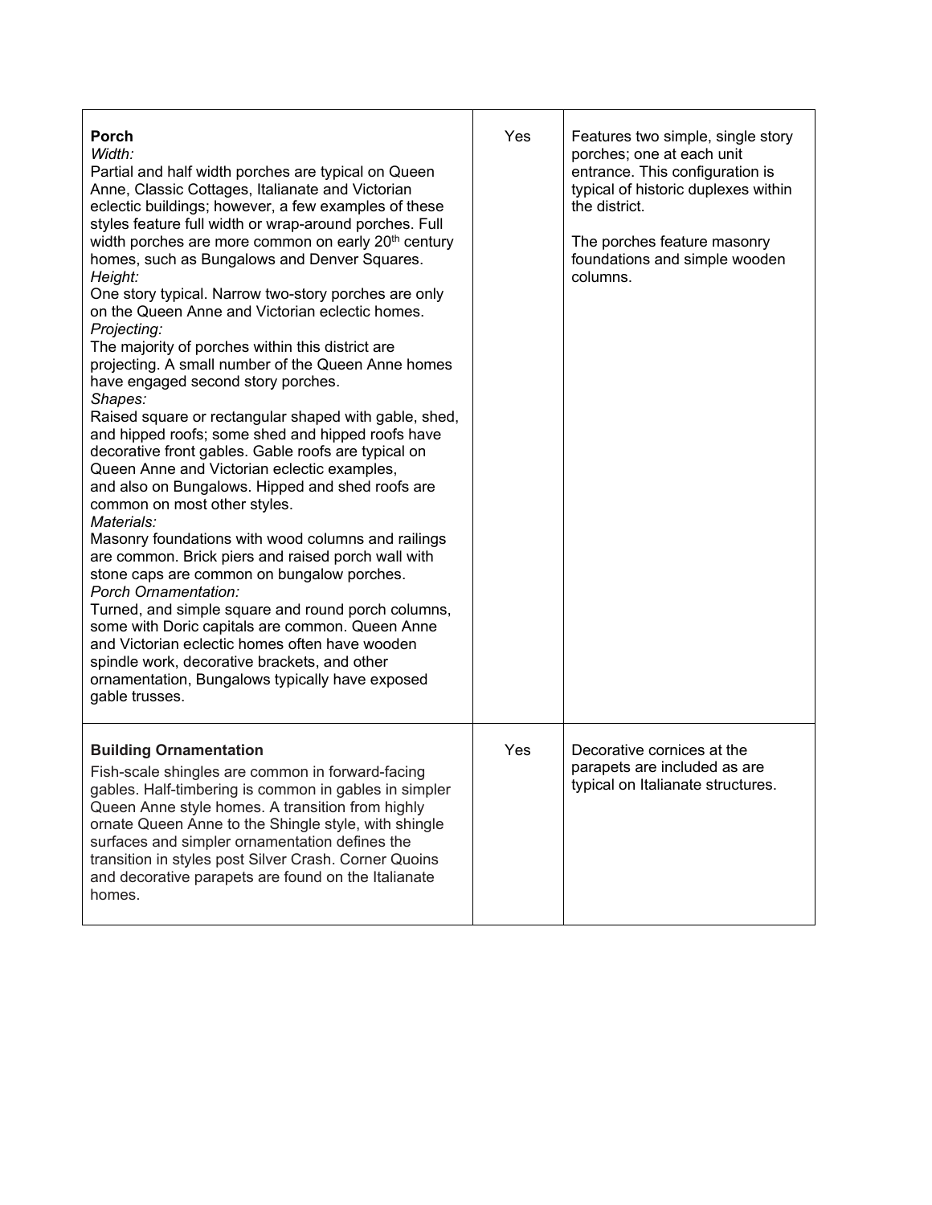| | | |
|---|---|---|
| **Porch**<br>*Width:*<br>Partial and half width porches are typical on Queen Anne, Classic Cottages, Italianate and Victorian eclectic buildings; however, a few examples of these styles feature full width or wrap-around porches. Full width porches are more common on early 20th century homes, such as Bungalows and Denver Squares.<br>*Height:*<br>One story typical. Narrow two-story porches are only on the Queen Anne and Victorian eclectic homes.<br>*Projecting:*<br>The majority of porches within this district are projecting. A small number of the Queen Anne homes have engaged second story porches.<br>*Shapes:*<br>Raised square or rectangular shaped with gable, shed, and hipped roofs; some shed and hipped roofs have decorative front gables. Gable roofs are typical on Queen Anne and Victorian eclectic examples, and also on Bungalows. Hipped and shed roofs are common on most other styles.<br>*Materials:*<br>Masonry foundations with wood columns and railings are common. Brick piers and raised porch wall with stone caps are common on bungalow porches.<br>*Porch Ornamentation:*<br>Turned, and simple square and round porch columns, some with Doric capitals are common. Queen Anne and Victorian eclectic homes often have wooden spindle work, decorative brackets, and other ornamentation, Bungalows typically have exposed gable trusses. | Yes | Features two simple, single story porches; one at each unit entrance. This configuration is typical of historic duplexes within the district.<br><br>The porches feature masonry foundations and simple wooden columns. |
| **Building Ornamentation**<br>Fish-scale shingles are common in forward-facing gables. Half-timbering is common in gables in simpler Queen Anne style homes. A transition from highly ornate Queen Anne to the Shingle style, with shingle surfaces and simpler ornamentation defines the transition in styles post Silver Crash. Corner Quoins and decorative parapets are found on the Italianate homes. | Yes | Decorative cornices at the parapets are included as are typical on Italianate structures. |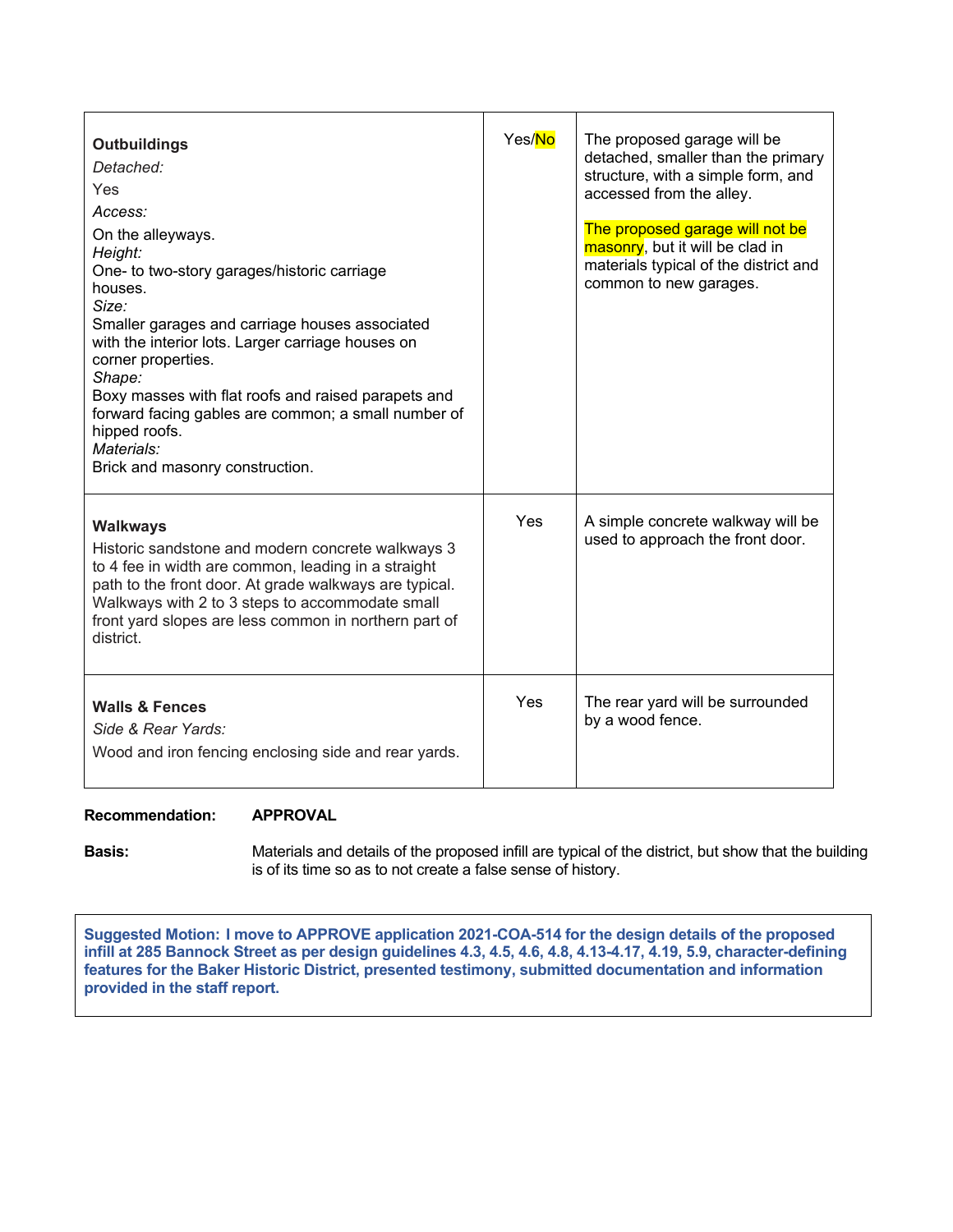| | | |
|---|---|---|
| **Outbuildings**<br>*Detached:*<br>Yes<br>*Access:*<br>On the alleyways.<br>*Height:*<br>One- to two-story garages/historic carriage houses.<br>*Size:*<br>Smaller garages and carriage houses associated with the interior lots. Larger carriage houses on corner properties.<br>*Shape:*<br>Boxy masses with flat roofs and raised parapets and forward facing gables are common; a small number of hipped roofs.<br>*Materials:*<br>Brick and masonry construction. | Yes/No | The proposed garage will be detached, smaller than the primary structure, with a simple form, and accessed from the alley.<br><br>The proposed garage will not be masonry, but it will be clad in materials typical of the district and common to new garages. |
| **Walkways**<br>Historic sandstone and modern concrete walkways 3 to 4 fee in width are common, leading in a straight path to the front door. At grade walkways are typical. Walkways with 2 to 3 steps to accommodate small front yard slopes are less common in northern part of district. | Yes | A simple concrete walkway will be used to approach the front door. |
| **Walls & Fences**<br>*Side & Rear Yards:*<br>Wood and iron fencing enclosing side and rear yards. | Yes | The rear yard will be surrounded by a wood fence. |

**Recommendation:** **APPROVAL**

**Basis:** Materials and details of the proposed infill are typical of the district, but show that the building is of its time so as to not create a false sense of history.

**Suggested Motion: I move to APPROVE application 2021-COA-514 for the design details of the proposed infill at 285 Bannock Street as per design guidelines 4.3, 4.5, 4.6, 4.8, 4.13-4.17, 4.19, 5.9, character-defining features for the Baker Historic District, presented testimony, submitted documentation and information provided in the staff report.**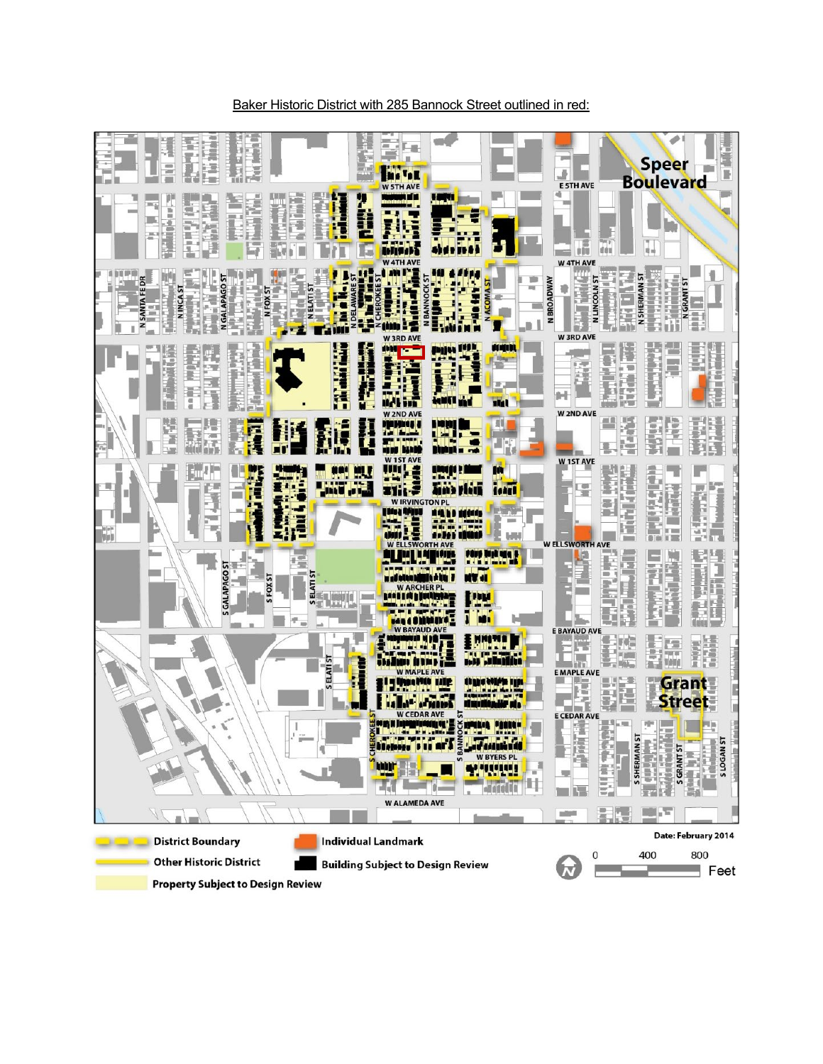Baker Historic District with 285 Bannock Street outlined in red: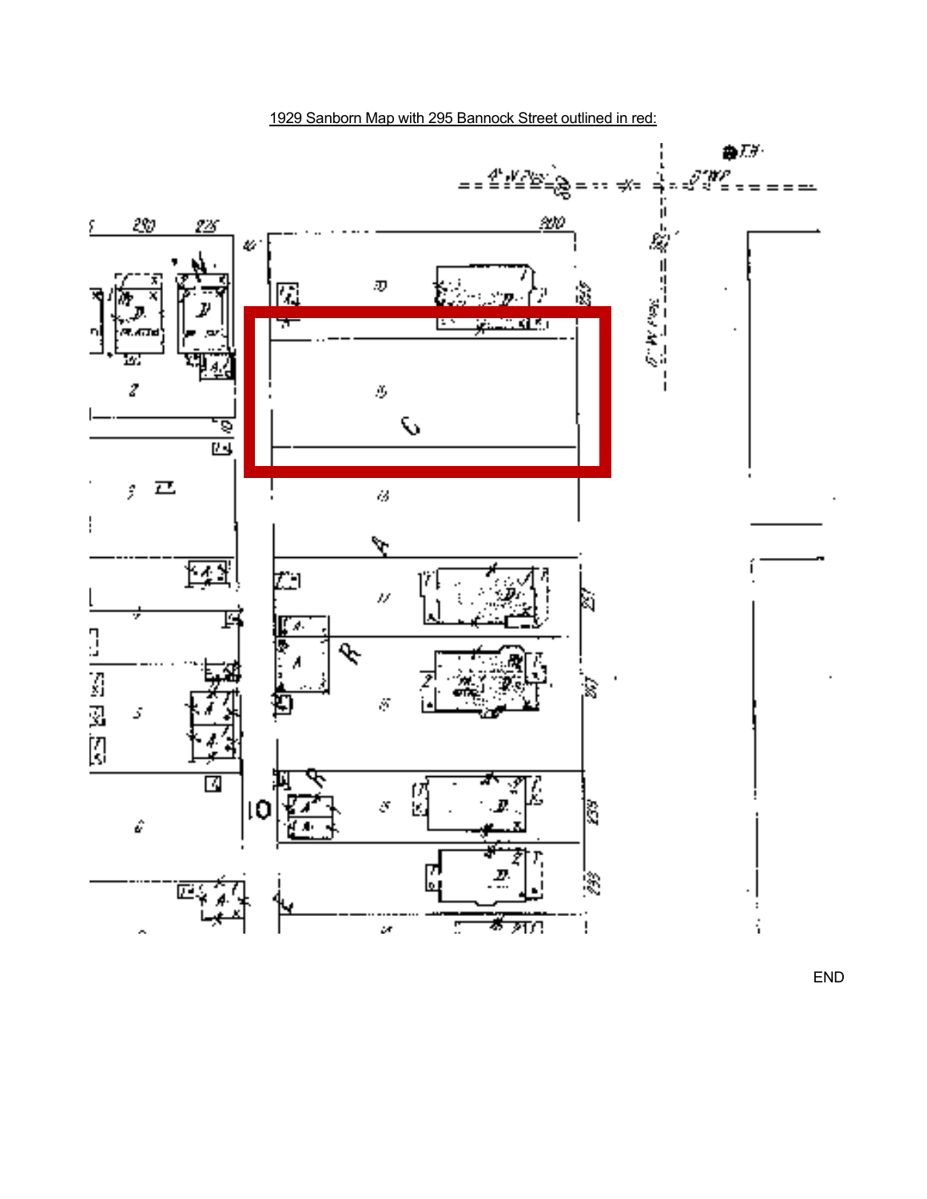1929 Sanborn Map with 295 Bannock Street outlined in red:

END